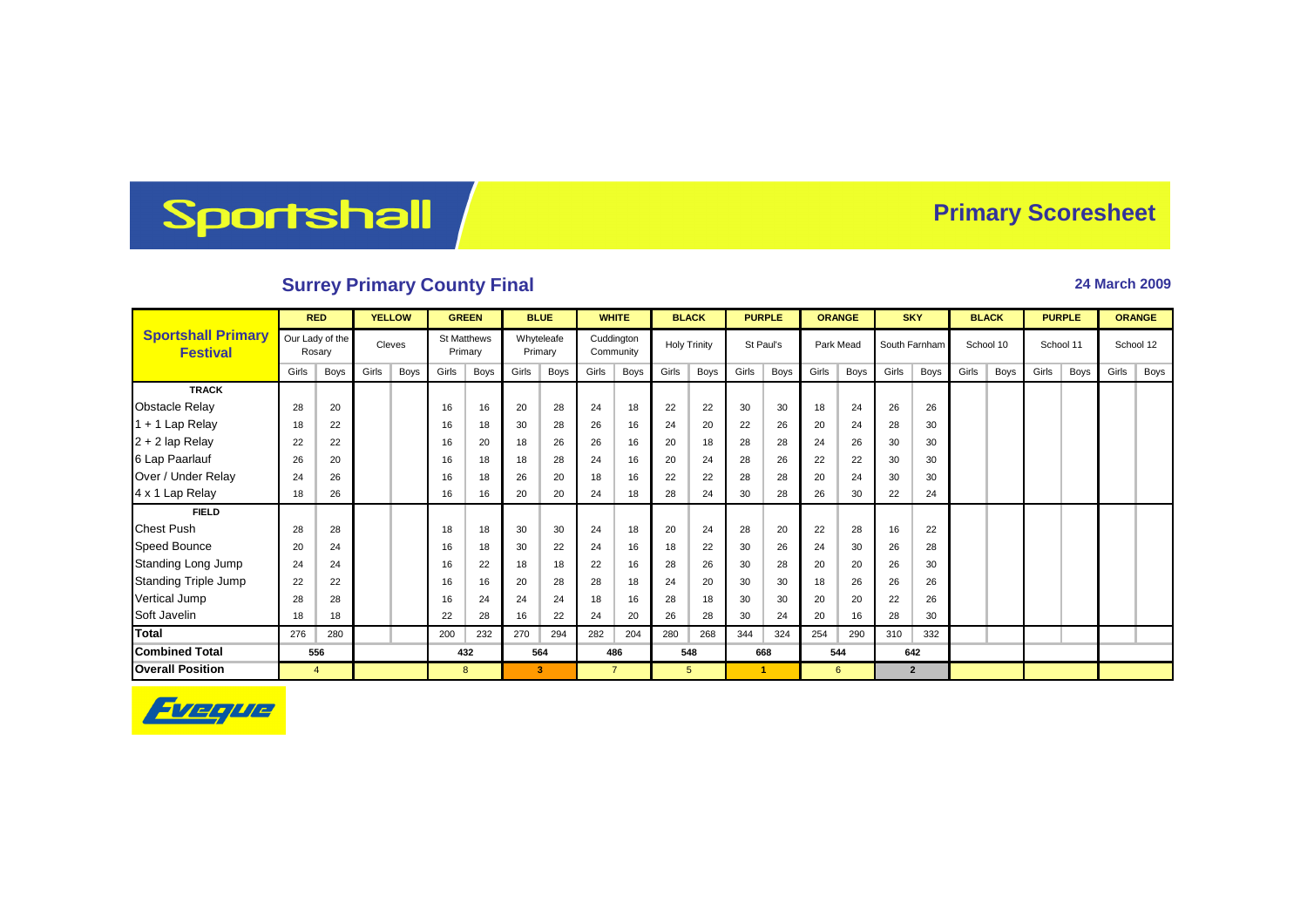# Sportshall

## Primary Scoresheet

### Surrey Primary County Final

**24 March 2009**

| Sportshall Primary Festival | RED | | YELLOW | | GREEN | | BLUE | | WHITE | | BLACK | | PURPLE | | ORANGE | | SKY | | BLACK | | PURPLE | | ORANGE | |
|---|---|---|---|---|---|---|---|---|---|---|---|---|---|---|---|---|---|---|---|---|---|---|---|---|
| | Our Lady of the Rosary | | Cleves | | St Matthews Primary | | Whyteleafe Primary | | Cuddington Community | | Holy Trinity | | St Paul's | | Park Mead | | South Farnham | | School 10 | | School 11 | | School 12 | |
| | Girls | Boys | Girls | Boys | Girls | Boys | Girls | Boys | Girls | Boys | Girls | Boys | Girls | Boys | Girls | Boys | Girls | Boys | Girls | Boys | Girls | Boys | Girls | Boys |
| **TRACK** | | | | | | | | | | | | | | | | | | | | | | | | |
| Obstacle Relay | 28 | 20 | | | 16 | 16 | 20 | 28 | 24 | 18 | 22 | 22 | 30 | 30 | 18 | 24 | 26 | 26 | | | | | | |
| 1 + 1 Lap Relay | 18 | 22 | | | 16 | 18 | 30 | 28 | 26 | 16 | 24 | 20 | 22 | 26 | 20 | 24 | 28 | 30 | | | | | | |
| 2 + 2 lap Relay | 22 | 22 | | | 16 | 20 | 18 | 26 | 26 | 16 | 20 | 18 | 28 | 28 | 24 | 26 | 30 | 30 | | | | | | |
| 6 Lap Paarlauf | 26 | 20 | | | 16 | 18 | 18 | 28 | 24 | 16 | 20 | 24 | 28 | 26 | 22 | 22 | 30 | 30 | | | | | | |
| Over / Under Relay | 24 | 26 | | | 16 | 18 | 26 | 20 | 18 | 16 | 22 | 22 | 28 | 28 | 20 | 24 | 30 | 30 | | | | | | |
| 4 x 1 Lap Relay | 18 | 26 | | | 16 | 16 | 20 | 20 | 24 | 18 | 28 | 24 | 30 | 28 | 26 | 30 | 22 | 24 | | | | | | |
| **FIELD** | | | | | | | | | | | | | | | | | | | | | | | | |
| Chest Push | 28 | 28 | | | 18 | 18 | 30 | 30 | 24 | 18 | 20 | 24 | 28 | 20 | 22 | 28 | 16 | 22 | | | | | | |
| Speed Bounce | 20 | 24 | | | 16 | 18 | 30 | 22 | 24 | 16 | 18 | 22 | 30 | 26 | 24 | 30 | 26 | 28 | | | | | | |
| Standing Long Jump | 24 | 24 | | | 16 | 22 | 18 | 18 | 22 | 16 | 28 | 26 | 30 | 28 | 20 | 20 | 26 | 30 | | | | | | |
| Standing Triple Jump | 22 | 22 | | | 16 | 16 | 20 | 28 | 28 | 18 | 24 | 20 | 30 | 30 | 18 | 26 | 26 | 26 | | | | | | |
| Vertical Jump | 28 | 28 | | | 16 | 24 | 24 | 24 | 18 | 16 | 28 | 18 | 30 | 30 | 20 | 20 | 22 | 26 | | | | | | |
| Soft Javelin | 18 | 18 | | | 22 | 28 | 16 | 22 | 24 | 20 | 26 | 28 | 30 | 24 | 20 | 16 | 28 | 30 | | | | | | |
| **Total** | 276 | 280 | | | 200 | 232 | 270 | 294 | 282 | 204 | 280 | 268 | 344 | 324 | 254 | 290 | 310 | 332 | | | | | | |
| **Combined Total** | 556 | | | | 432 | | 564 | | 486 | | 548 | | 668 | | 544 | | 642 | | | | | | | |
| **Overall Position** | 4 | | | | 8 | | 3 | | 7 | | 5 | | 1 | | 6 | | 2 | | | | | | | |

Eveque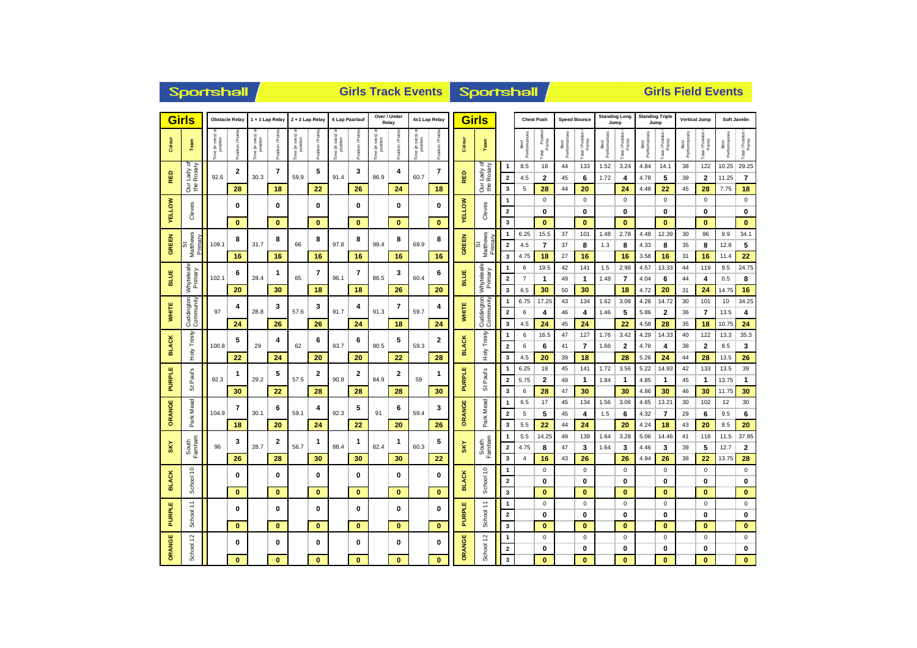# Sportshall — Girls Track Events

| Colour | Team | Obstacle Relay Time (in secs) or position | Obstacle Relay Position / Points | 1 + 1 Lap Relay Time (in secs) or position | 1 + 1 Lap Relay Position / Points | 2 + 2 Lap Relay Time (in secs) or position | 2 + 2 Lap Relay Position / Points | 6 Lap Paarlauf Time (in secs) or position | 6 Lap Paarlauf Position / Points | Over / Under Relay Time (in secs) or position | Over / Under Relay Position / Points | 4x1 Lap Relay Time (in secs) or position | 4x1 Lap Relay Position / Points |
|---|---|---|---|---|---|---|---|---|---|---|---|---|---|
| RED | Our Lady of the Rosary | 92.6 | 2 | 30.3 | 7 | 59.9 | 5 | 91.4 | 3 | 86.9 | 4 | 60.7 | 7 |
| | | | 28 | | 18 | | 22 | | 26 | | 24 | | 18 |
| YELLOW | Cleves | | 0 | | 0 | | 0 | | 0 | | 0 | | 0 |
| | | | 0 | | 0 | | 0 | | 0 | | 0 | | 0 |
| GREEN | St Matthews Primary | 109.1 | 8 | 31.7 | 8 | 66 | 8 | 97.8 | 8 | 99.4 | 8 | 69.9 | 8 |
| | | | 16 | | 16 | | 16 | | 16 | | 16 | | 16 |
| BLUE | Whyteleafe Primary | 102.1 | 6 | 28.4 | 1 | 65 | 7 | 96.1 | 7 | 86.5 | 3 | 60.4 | 6 |
| | | | 20 | | 30 | | 18 | | 18 | | 26 | | 20 |
| WHITE | Cuddington Community | 97 | 4 | 28.8 | 3 | 57.6 | 3 | 91.7 | 4 | 91.3 | 7 | 59.7 | 4 |
| | | | 24 | | 26 | | 26 | | 24 | | 18 | | 24 |
| BLACK | Holy Trinity | 100.8 | 5 | 29 | 4 | 62 | 6 | 93.7 | 6 | 90.5 | 5 | 59.3 | 2 |
| | | | 22 | | 24 | | 20 | | 20 | | 22 | | 28 |
| PURPLE | St Paul's | 92.3 | 1 | 29.2 | 5 | 57.5 | 2 | 90.8 | 2 | 84.9 | 2 | 59 | 1 |
| | | | 30 | | 22 | | 28 | | 28 | | 28 | | 30 |
| ORANGE | Park Mead | 104.9 | 7 | 30.1 | 6 | 59.1 | 4 | 92.3 | 5 | 91 | 6 | 59.4 | 3 |
| | | | 18 | | 20 | | 24 | | 22 | | 20 | | 26 |
| SKY | South Farnham | 96 | 3 | 28.7 | 2 | 56.7 | 1 | 88.4 | 1 | 82.4 | 1 | 60.3 | 5 |
| | | | 26 | | 28 | | 30 | | 30 | | 30 | | 22 |
| BLACK | School 10 | | 0 | | 0 | | 0 | | 0 | | 0 | | 0 |
| | | | 0 | | 0 | | 0 | | 0 | | 0 | | 0 |
| PURPLE | School 11 | | 0 | | 0 | | 0 | | 0 | | 0 | | 0 |
| | | | 0 | | 0 | | 0 | | 0 | | 0 | | 0 |
| ORANGE | School 12 | | 0 | | 0 | | 0 | | 0 | | 0 | | 0 |
| | | | 0 | | 0 | | 0 | | 0 | | 0 | | 0 |

# Sportshall — Girls Field Events

| Colour | Team | | Chest Push Best Performances | Chest Push Total / Position / Points | Speed Bounce Best Performances | Speed Bounce Total / Position / Points | Standing Long Jump Best Performances | Standing Long Jump Total / Position / Points | Standing Triple Jump Best Performances | Standing Triple Jump Total / Position / Points | Vertical Jump Best Performances | Vertical Jump Total / Position / Points | Soft Javelin Best Performances | Soft Javelin Total / Position / Points |
|---|---|---|---|---|---|---|---|---|---|---|---|---|---|---|
| RED | Our Lady of the Rosary | 1 | 8.5 | 18 | 44 | 133 | 1.52 | 3.24 | 4.84 | 14.1 | 38 | 122 | 10.25 | 29.25 |
| | | 2 | 4.5 | 2 | 45 | 6 | 1.72 | 4 | 4.78 | 5 | 39 | 2 | 11.25 | 7 |
| | | 3 | 5 | 28 | 44 | 20 | | 24 | 4.48 | 22 | 45 | 28 | 7.75 | 18 |
| YELLOW | Cleves | 1 | | 0 | | 0 | | 0 | | 0 | | 0 | | 0 |
| | | 2 | | 0 | | 0 | | 0 | | 0 | | 0 | | 0 |
| | | 3 | | 0 | | 0 | | 0 | | 0 | | 0 | | 0 |
| GREEN | St Matthews Primary | 1 | 6.25 | 15.5 | 37 | 101 | 1.48 | 2.78 | 4.48 | 12.39 | 30 | 96 | 9.9 | 34.1 |
| | | 2 | 4.5 | 7 | 37 | 8 | 1.3 | 8 | 4.33 | 8 | 35 | 8 | 12.8 | 5 |
| | | 3 | 4.75 | 18 | 27 | 16 | | 16 | 3.58 | 16 | 31 | 16 | 11.4 | 22 |
| BLUE | Whyteleafe Primary | 1 | 6 | 19.5 | 42 | 141 | 1.5 | 2.98 | 4.57 | 13.33 | 44 | 119 | 9.5 | 24.75 |
| | | 2 | 7 | 1 | 49 | 1 | 1.48 | 7 | 4.04 | 6 | 44 | 4 | 0.5 | 8 |
| | | 3 | 6.5 | 30 | 50 | 30 | | 18 | 4.72 | 20 | 31 | 24 | 14.75 | 16 |
| WHITE | Cuddington Community | 1 | 6.75 | 17.25 | 43 | 134 | 1.62 | 3.08 | 4.28 | 14.72 | 30 | 101 | 10 | 34.25 |
| | | 2 | 6 | 4 | 46 | 4 | 1.46 | 5 | 5.86 | 2 | 36 | 7 | 13.5 | 4 |
| | | 3 | 4.5 | 24 | 45 | 24 | | 22 | 4.58 | 28 | 35 | 18 | 10.75 | 24 |
| BLACK | Holy Trinity | 1 | 6 | 16.5 | 47 | 127 | 1.76 | 3.42 | 4.29 | 14.33 | 40 | 122 | 13.3 | 35.3 |
| | | 2 | 6 | 6 | 41 | 7 | 1.66 | 2 | 4.78 | 4 | 38 | 2 | 8.5 | 3 |
| | | 3 | 4.5 | 20 | 39 | 18 | | 28 | 5.26 | 24 | 44 | 28 | 13.5 | 26 |
| PURPLE | St Paul's | 1 | 6.25 | 18 | 45 | 141 | 1.72 | 3.56 | 5.22 | 14.93 | 42 | 133 | 13.5 | 39 |
| | | 2 | 5.75 | 2 | 49 | 1 | 1.84 | 1 | 4.85 | 1 | 45 | 1 | 13.75 | 1 |
| | | 3 | 6 | 28 | 47 | 30 | | 30 | 4.86 | 30 | 46 | 30 | 11.75 | 30 |
| ORANGE | Park Mead | 1 | 6.5 | 17 | 45 | 134 | 1.56 | 3.06 | 4.65 | 13.21 | 30 | 102 | 12 | 30 |
| | | 2 | 5 | 5 | 45 | 4 | 1.5 | 6 | 4.32 | 7 | 29 | 6 | 9.5 | 6 |
| | | 3 | 5.5 | 22 | 44 | 24 | | 20 | 4.24 | 18 | 43 | 20 | 8.5 | 20 |
| SKY | South Farnham | 1 | 5.5 | 14.25 | 49 | 139 | 1.64 | 3.28 | 5.06 | 14.46 | 41 | 118 | 11.5 | 37.95 |
| | | 2 | 4.75 | 8 | 47 | 3 | 1.64 | 3 | 4.46 | 3 | 39 | 5 | 12.7 | 2 |
| | | 3 | 4 | 16 | 43 | 26 | | 26 | 4.94 | 26 | 38 | 22 | 13.75 | 28 |
| BLACK | School 10 | 1 | | 0 | | 0 | | 0 | | 0 | | 0 | | 0 |
| | | 2 | | 0 | | 0 | | 0 | | 0 | | 0 | | 0 |
| | | 3 | | 0 | | 0 | | 0 | | 0 | | 0 | | 0 |
| PURPLE | School 11 | 1 | | 0 | | 0 | | 0 | | 0 | | 0 | | 0 |
| | | 2 | | 0 | | 0 | | 0 | | 0 | | 0 | | 0 |
| | | 3 | | 0 | | 0 | | 0 | | 0 | | 0 | | 0 |
| ORANGE | School 12 | 1 | | 0 | | 0 | | 0 | | 0 | | 0 | | 0 |
| | | 2 | | 0 | | 0 | | 0 | | 0 | | 0 | | 0 |
| | | 3 | | 0 | | 0 | | 0 | | 0 | | 0 | | 0 |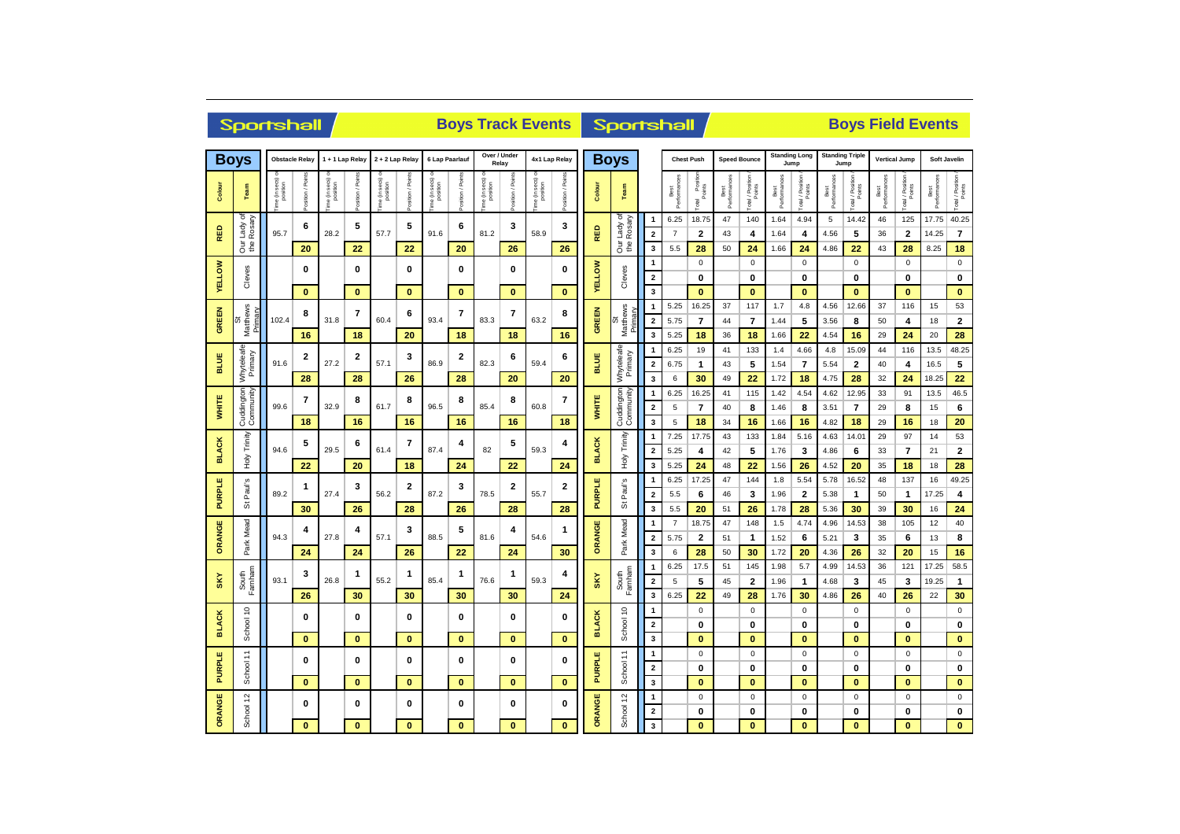# Sportshall Boys Track Events

| Colour | Team | Obstacle Relay: Time (in secs) or position | Obstacle Relay: Position / Points | 1 + 1 Lap Relay: Time (in secs) or position | 1 + 1 Lap Relay: Position / Points | 2 + 2 Lap Relay: Time (in secs) or position | 2 + 2 Lap Relay: Position / Points | 6 Lap Paarlauf: Time (in secs) or position | 6 Lap Paarlauf: Position / Points | Over / Under Relay: Time (in secs) or position | Over / Under Relay: Position / Points | 4x1 Lap Relay: Time (in secs) or position | 4x1 Lap Relay: Position / Points |
|---|---|---|---|---|---|---|---|---|---|---|---|---|---|
| RED | Our Lady of the Rosary | 95.7 | 6 | 28.2 | 5 | 57.7 | 5 | 91.6 | 6 | 81.2 | 3 | 58.9 | 3 |
| | | | 20 | | 22 | | 22 | | 20 | | 26 | | 26 |
| YELLOW | Cleves | | 0 | | 0 | | 0 | | 0 | | 0 | | 0 |
| | | | 0 | | 0 | | 0 | | 0 | | 0 | | 0 |
| GREEN | St Matthews Primary | 102.4 | 8 | 31.8 | 7 | 60.4 | 6 | 93.4 | 7 | 83.3 | 7 | 63.2 | 8 |
| | | | 16 | | 18 | | 20 | | 18 | | 18 | | 16 |
| BLUE | Whyteleafe Primary | 91.6 | 2 | 27.2 | 2 | 57.1 | 3 | 86.9 | 2 | 82.3 | 6 | 59.4 | 6 |
| | | | 28 | | 28 | | 26 | | 28 | | 20 | | 20 |
| WHITE | Cuddington Community | 99.6 | 7 | 32.9 | 8 | 61.7 | 8 | 96.5 | 8 | 85.4 | 8 | 60.8 | 7 |
| | | | 18 | | 16 | | 16 | | 16 | | 16 | | 18 |
| BLACK | Holy Trinity | 94.6 | 5 | 29.5 | 6 | 61.4 | 7 | 87.4 | 4 | 82 | 5 | 59.3 | 4 |
| | | | 22 | | 20 | | 18 | | 24 | | 22 | | 24 |
| PURPLE | St Paul's | 89.2 | 1 | 27.4 | 3 | 56.2 | 2 | 87.2 | 3 | 78.5 | 2 | 55.7 | 2 |
| | | | 30 | | 26 | | 28 | | 26 | | 28 | | 28 |
| ORANGE | Park Mead | 94.3 | 4 | 27.8 | 4 | 57.1 | 3 | 88.5 | 5 | 81.6 | 4 | 54.6 | 1 |
| | | | 24 | | 24 | | 26 | | 22 | | 24 | | 30 |
| SKY | South Farnham | 93.1 | 3 | 26.8 | 1 | 55.2 | 1 | 85.4 | 1 | 76.6 | 1 | 59.3 | 4 |
| | | | 26 | | 30 | | 30 | | 30 | | 30 | | 24 |
| BLACK | School 10 | | 0 | | 0 | | 0 | | 0 | | 0 | | 0 |
| | | | 0 | | 0 | | 0 | | 0 | | 0 | | 0 |
| PURPLE | School 11 | | 0 | | 0 | | 0 | | 0 | | 0 | | 0 |
| | | | 0 | | 0 | | 0 | | 0 | | 0 | | 0 |
| ORANGE | School 12 | | 0 | | 0 | | 0 | | 0 | | 0 | | 0 |
| | | | 0 | | 0 | | 0 | | 0 | | 0 | | 0 |

# Sportshall Boys Field Events

| Colour | Team | | Chest Push: Best Performances | Chest Push: Total / Position / Points | Speed Bounce: Best Performances | Speed Bounce: Total / Position / Points | Standing Long Jump: Best Performances | Standing Long Jump: Total / Position / Points | Standing Triple Jump: Best Performances | Standing Triple Jump: Total / Position / Points | Vertical Jump: Best Performances | Vertical Jump: Total / Position / Points | Soft Javelin: Best Performances | Soft Javelin: Total / Position / Points |
|---|---|---|---|---|---|---|---|---|---|---|---|---|---|---|
| RED | Our Lady of the Rosary | 1 | 6.25 | 18.75 | 47 | 140 | 1.64 | 4.94 | 5 | 14.42 | 46 | 125 | 17.75 | 40.25 |
| | | 2 | 7 | 2 | 43 | 4 | 1.64 | 4 | 4.56 | 5 | 36 | 2 | 14.25 | 7 |
| | | 3 | 5.5 | 28 | 50 | 24 | 1.66 | 24 | 4.86 | 22 | 43 | 28 | 8.25 | 18 |
| YELLOW | Cleves | 1 | | 0 | | 0 | | 0 | | 0 | | 0 | | 0 |
| | | 2 | | 0 | | 0 | | 0 | | 0 | | 0 | | 0 |
| | | 3 | | 0 | | 0 | | 0 | | 0 | | 0 | | 0 |
| GREEN | St Matthews Primary | 1 | 5.25 | 16.25 | 37 | 117 | 1.7 | 4.8 | 4.56 | 12.66 | 37 | 116 | 15 | 53 |
| | | 2 | 5.75 | 7 | 44 | 7 | 1.44 | 5 | 3.56 | 8 | 50 | 4 | 18 | 2 |
| | | 3 | 5.25 | 18 | 36 | 18 | 1.66 | 22 | 4.54 | 16 | 29 | 24 | 20 | 28 |
| BLUE | Whyteleafe Primary | 1 | 6.25 | 19 | 41 | 133 | 1.4 | 4.66 | 4.8 | 15.09 | 44 | 116 | 13.5 | 48.25 |
| | | 2 | 6.75 | 1 | 43 | 5 | 1.54 | 7 | 5.54 | 2 | 40 | 4 | 16.5 | 5 |
| | | 3 | 6 | 30 | 49 | 22 | 1.72 | 18 | 4.75 | 28 | 32 | 24 | 18.25 | 22 |
| WHITE | Cuddington Community | 1 | 6.25 | 16.25 | 41 | 115 | 1.42 | 4.54 | 4.62 | 12.95 | 33 | 91 | 13.5 | 46.5 |
| | | 2 | 5 | 7 | 40 | 8 | 1.46 | 8 | 3.51 | 7 | 29 | 8 | 15 | 6 |
| | | 3 | 5 | 18 | 34 | 16 | 1.66 | 16 | 4.82 | 18 | 29 | 16 | 18 | 20 |
| BLACK | Holy Trinity | 1 | 7.25 | 17.75 | 43 | 133 | 1.84 | 5.16 | 4.63 | 14.01 | 29 | 97 | 14 | 53 |
| | | 2 | 5.25 | 4 | 42 | 5 | 1.76 | 3 | 4.86 | 6 | 33 | 7 | 21 | 2 |
| | | 3 | 5.25 | 24 | 48 | 22 | 1.56 | 26 | 4.52 | 20 | 35 | 18 | 18 | 28 |
| PURPLE | St Paul's | 1 | 6.25 | 17.25 | 47 | 144 | 1.8 | 5.54 | 5.78 | 16.52 | 48 | 137 | 16 | 49.25 |
| | | 2 | 5.5 | 6 | 46 | 3 | 1.96 | 2 | 5.38 | 1 | 50 | 1 | 17.25 | 4 |
| | | 3 | 5.5 | 20 | 51 | 26 | 1.78 | 28 | 5.36 | 30 | 39 | 30 | 16 | 24 |
| ORANGE | Park Mead | 1 | 7 | 18.75 | 47 | 148 | 1.5 | 4.74 | 4.96 | 14.53 | 38 | 105 | 12 | 40 |
| | | 2 | 5.75 | 2 | 51 | 1 | 1.52 | 6 | 5.21 | 3 | 35 | 6 | 13 | 8 |
| | | 3 | 6 | 28 | 50 | 30 | 1.72 | 20 | 4.36 | 26 | 32 | 20 | 15 | 16 |
| SKY | South Farnham | 1 | 6.25 | 17.5 | 51 | 145 | 1.98 | 5.7 | 4.99 | 14.53 | 36 | 121 | 17.25 | 58.5 |
| | | 2 | 5 | 5 | 45 | 2 | 1.96 | 1 | 4.68 | 3 | 45 | 3 | 19.25 | 1 |
| | | 3 | 6.25 | 22 | 49 | 28 | 1.76 | 30 | 4.86 | 26 | 40 | 26 | 22 | 30 |
| BLACK | School 10 | 1 | | 0 | | 0 | | 0 | | 0 | | 0 | | 0 |
| | | 2 | | 0 | | 0 | | 0 | | 0 | | 0 | | 0 |
| | | 3 | | 0 | | 0 | | 0 | | 0 | | 0 | | 0 |
| PURPLE | School 11 | 1 | | 0 | | 0 | | 0 | | 0 | | 0 | | 0 |
| | | 2 | | 0 | | 0 | | 0 | | 0 | | 0 | | 0 |
| | | 3 | | 0 | | 0 | | 0 | | 0 | | 0 | | 0 |
| ORANGE | School 12 | 1 | | 0 | | 0 | | 0 | | 0 | | 0 | | 0 |
| | | 2 | | 0 | | 0 | | 0 | | 0 | | 0 | | 0 |
| | | 3 | | 0 | | 0 | | 0 | | 0 | | 0 | | 0 |